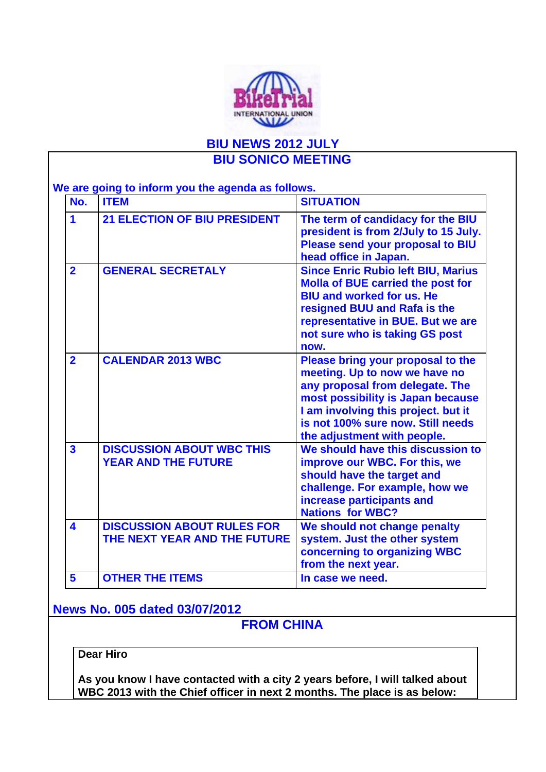# BIU NEWS 2012 JULY

## BIU SONICO MEETING

We are going to inform you the agenda as follows.

| No. | ITEM | SITUATION |
|---|---|---|
| 1 | 21 ELECTION OF BIU PRESIDENT | The term of candidacy for the BIU president is from 2/July to 15 July. Please send your proposal to BIU head office in Japan. |
| 2 | GENERAL SECRETALY | Since Enric Rubio left BIU, Marius Molla of BUE carried the post for BIU and worked for us. He resigned BUU and Rafa is the representative in BUE. But we are not sure who is taking GS post now. |
| 2 | CALENDAR 2013 WBC | Please bring your proposal to the meeting. Up to now we have no any proposal from delegate. The most possibility is Japan because I am involving this project. but it is not 100% sure now. Still needs the adjustment with people. |
| 3 | DISCUSSION ABOUT WBC THIS YEAR AND THE FUTURE | We should have this discussion to improve our WBC. For this, we should have the target and challenge. For example, how we increase participants and Nations for WBC? |
| 4 | DISCUSSION ABOUT RULES FOR THE NEXT YEAR AND THE FUTURE | We should not change penalty system. Just the other system concerning to organizing WBC from the next year. |
| 5 | OTHER THE ITEMS | In case we need. |

News No. 005 dated 03/07/2012

## FROM CHINA

Dear Hiro

As you know I have contacted with a city 2 years before, I will talked about WBC 2013 with the Chief officer in next 2 months. The place is as below: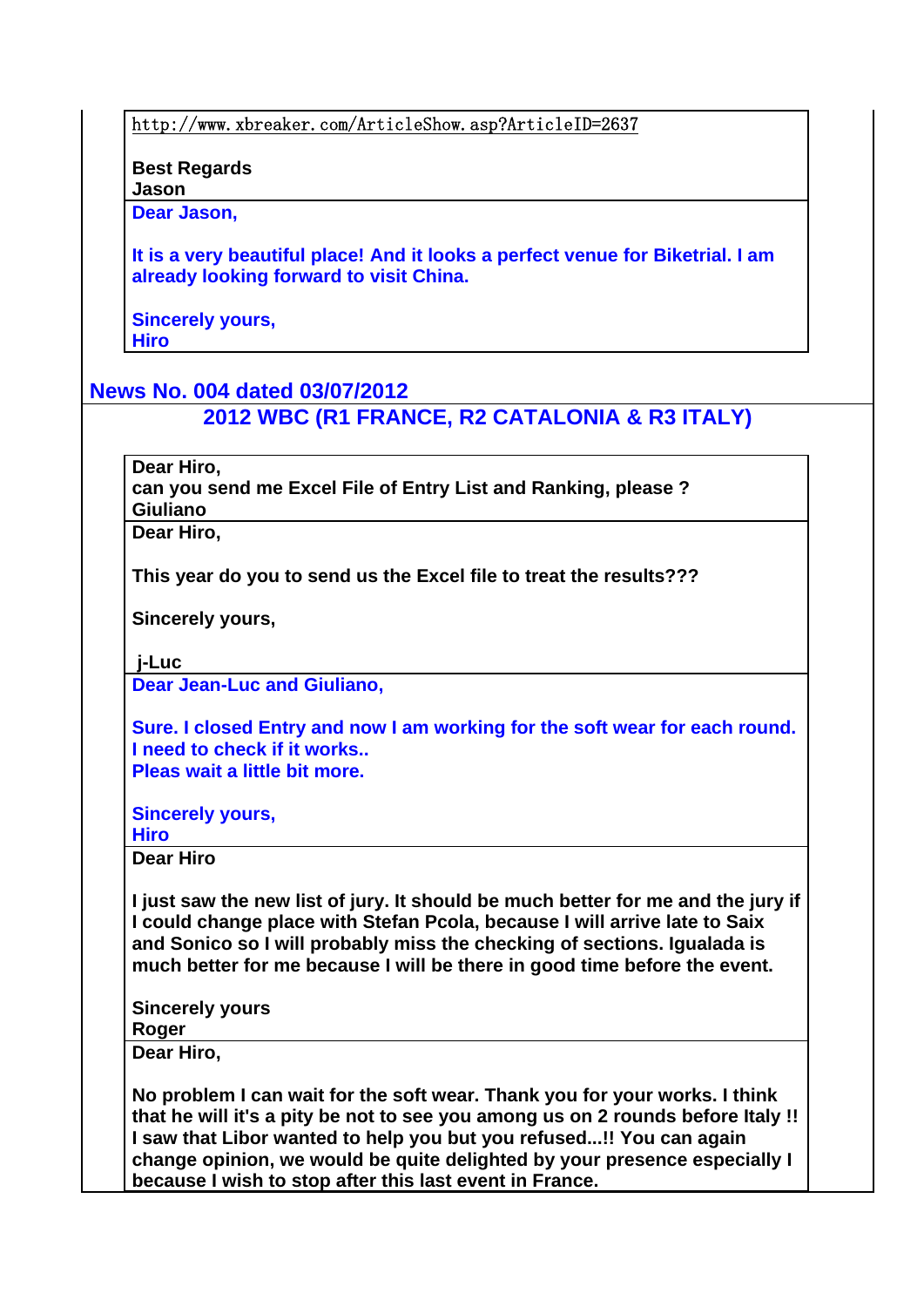http://www.xbreaker.com/ArticleShow.asp?ArticleID=2637

**Best Regards**
**Jason**

**Dear Jason,**

**It is a very beautiful place! And it looks a perfect venue for Biketrial. I am already looking forward to visit China.**

**Sincerely yours,**
**Hiro**

## News No. 004 dated 03/07/2012

### 2012 WBC (R1 FRANCE, R2 CATALONIA & R3 ITALY)

**Dear Hiro,**
**can you send me Excel File of Entry List and Ranking, please ?**
**Giuliano**

**Dear Hiro,**

**This year do you to send us the Excel file to treat the results???**

**Sincerely yours,**

**j-Luc**

**Dear Jean-Luc and Giuliano,**

**Sure. I closed Entry and now I am working for the soft wear for each round. I need to check if it works..**
**Pleas wait a little bit more.**

**Sincerely yours,**
**Hiro**

**Dear Hiro**

**I just saw the new list of jury. It should be much better for me and the jury if I could change place with Stefan Pcola, because I will arrive late to Saix and Sonico so I will probably miss the checking of sections. Igualada is much better for me because I will be there in good time before the event.**

**Sincerely yours**
**Roger**

**Dear Hiro,**

**No problem I can wait for the soft wear. Thank you for your works. I think that he will it's a pity be not to see you among us on 2 rounds before Italy !! I saw that Libor wanted to help you but you refused...!! You can again change opinion, we would be quite delighted by your presence especially I because I wish to stop after this last event in France.**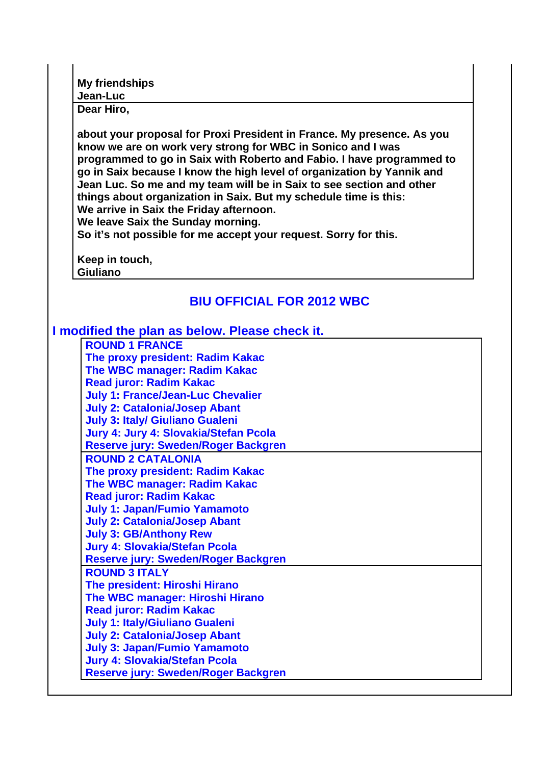**My friendships**
**Jean-Luc**

**Dear Hiro,**

**about your proposal for Proxi President in France. My presence. As you know we are on work very strong for WBC in Sonico and I was programmed to go in Saix with Roberto and Fabio. I have programmed to go in Saix because I know the high level of organization by Yannik and Jean Luc. So me and my team will be in Saix to see section and other things about organization in Saix. But my schedule time is this:**
**We arrive in Saix the Friday afternoon.**
**We leave Saix the Sunday morning.**
**So it's not possible for me accept your request. Sorry for this.**

**Keep in touch,**
**Giuliano**

## BIU OFFICIAL FOR 2012 WBC

**I modified the plan as below. Please check it.**

**ROUND 1 FRANCE**
**The proxy president: Radim Kakac**
**The WBC manager: Radim Kakac**
**Read juror: Radim Kakac**
**July 1: France/Jean-Luc Chevalier**
**July 2: Catalonia/Josep Abant**
**July 3: Italy/ Giuliano Gualeni**
**Jury 4: Jury 4: Slovakia/Stefan Pcola**
**Reserve jury: Sweden/Roger Backgren**

**ROUND 2 CATALONIA**
**The proxy president: Radim Kakac**
**The WBC manager: Radim Kakac**
**Read juror: Radim Kakac**
**July 1: Japan/Fumio Yamamoto**
**July 2: Catalonia/Josep Abant**
**July 3: GB/Anthony Rew**
**Jury 4: Slovakia/Stefan Pcola**
**Reserve jury: Sweden/Roger Backgren**

**ROUND 3 ITALY**
**The president: Hiroshi Hirano**
**The WBC manager: Hiroshi Hirano**
**Read juror: Radim Kakac**
**July 1: Italy/Giuliano Gualeni**
**July 2: Catalonia/Josep Abant**
**July 3: Japan/Fumio Yamamoto**
**Jury 4: Slovakia/Stefan Pcola**
**Reserve jury: Sweden/Roger Backgren**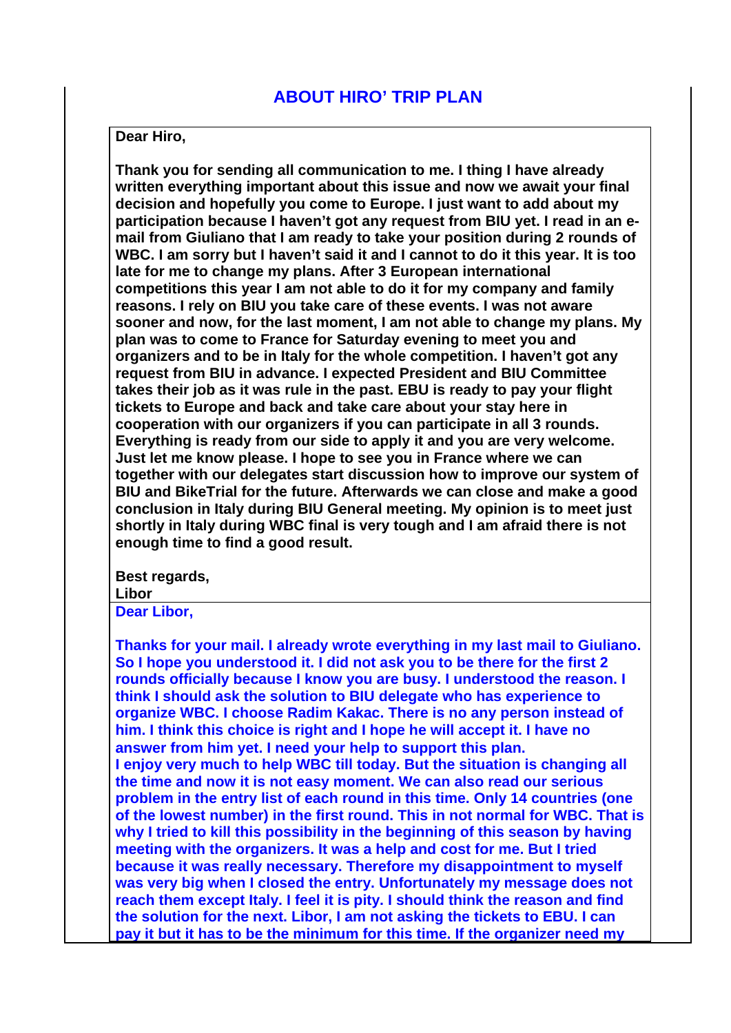## ABOUT HIRO' TRIP PLAN

**Dear Hiro,**

**Thank you for sending all communication to me. I thing I have already written everything important about this issue and now we await your final decision and hopefully you come to Europe. I just want to add about my participation because I haven't got any request from BIU yet. I read in an e-mail from Giuliano that I am ready to take your position during 2 rounds of WBC. I am sorry but I haven't said it and I cannot to do it this year. It is too late for me to change my plans. After 3 European international competitions this year I am not able to do it for my company and family reasons. I rely on BIU you take care of these events. I was not aware sooner and now, for the last moment, I am not able to change my plans. My plan was to come to France for Saturday evening to meet you and organizers and to be in Italy for the whole competition. I haven't got any request from BIU in advance. I expected President and BIU Committee takes their job as it was rule in the past. EBU is ready to pay your flight tickets to Europe and back and take care about your stay here in cooperation with our organizers if you can participate in all 3 rounds. Everything is ready from our side to apply it and you are very welcome. Just let me know please. I hope to see you in France where we can together with our delegates start discussion how to improve our system of BIU and BikeTrial for the future. Afterwards we can close and make a good conclusion in Italy during BIU General meeting. My opinion is to meet just shortly in Italy during WBC final is very tough and I am afraid there is not enough time to find a good result.**

**Best regards,**
**Libor**

**Dear Libor,**

**Thanks for your mail. I already wrote everything in my last mail to Giuliano. So I hope you understood it. I did not ask you to be there for the first 2 rounds officially because I know you are busy. I understood the reason. I think I should ask the solution to BIU delegate who has experience to organize WBC. I choose Radim Kakac. There is no any person instead of him. I think this choice is right and I hope he will accept it. I have no answer from him yet. I need your help to support this plan.**
**I enjoy very much to help WBC till today. But the situation is changing all the time and now it is not easy moment. We can also read our serious problem in the entry list of each round in this time. Only 14 countries (one of the lowest number) in the first round. This in not normal for WBC. That is why I tried to kill this possibility in the beginning of this season by having meeting with the organizers. It was a help and cost for me. But I tried because it was really necessary. Therefore my disappointment to myself was very big when I closed the entry. Unfortunately my message does not reach them except Italy. I feel it is pity. I should think the reason and find the solution for the next. Libor, I am not asking the tickets to EBU. I can pay it but it has to be the minimum for this time. If the organizer need my**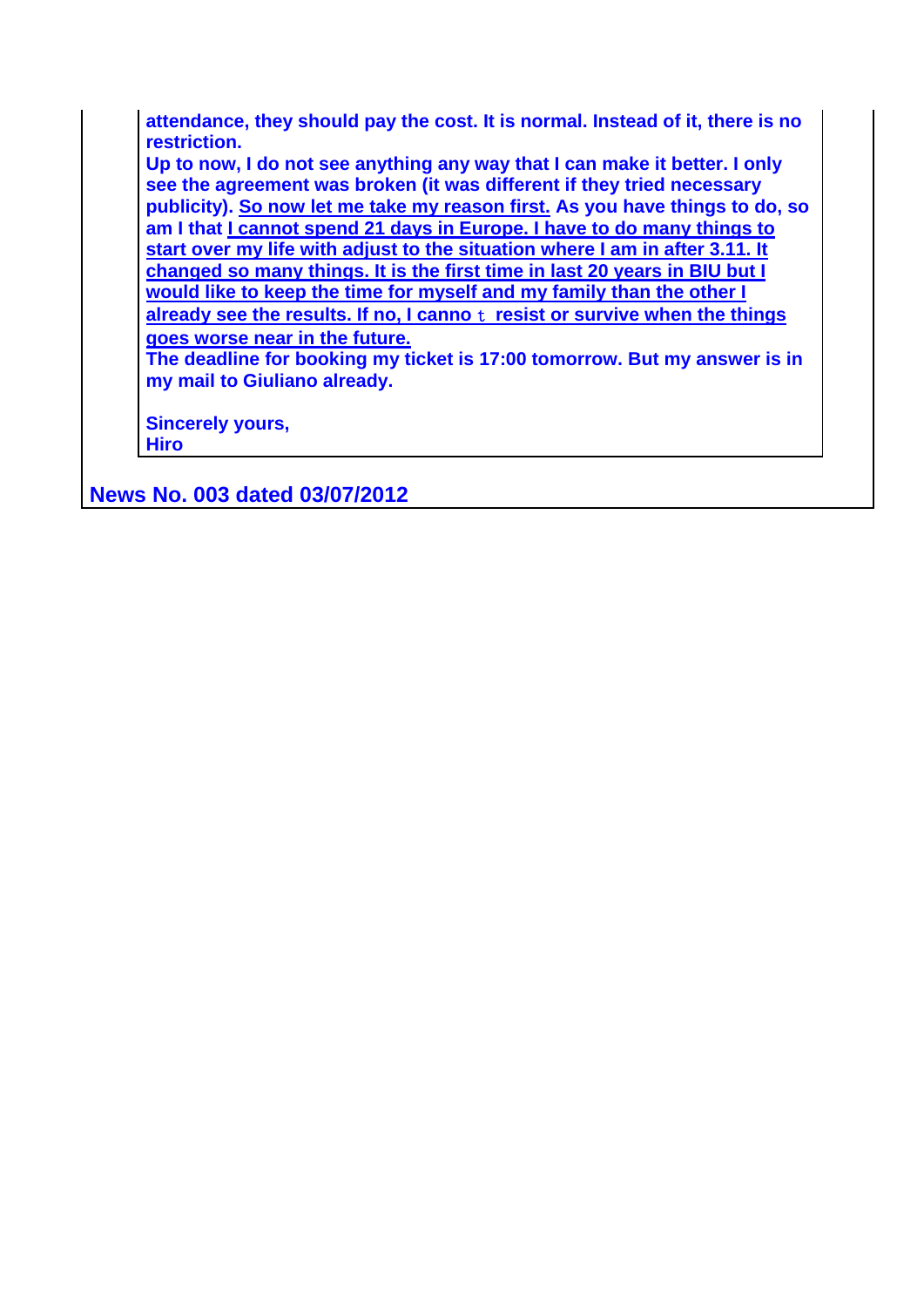**attendance, they should pay the cost. It is normal. Instead of it, there is no restriction.**

**Up to now, I do not see anything any way that I can make it better. I only see the agreement was broken (it was different if they tried necessary publicity). <u>So now let me take my reason first.</u> As you have things to do, so am I that <u>I cannot spend 21 days in Europe. I have to do many things to start over my life with adjust to the situation where I am in after 3.11. It changed so many things. It is the first time in last 20 years in BIU but I would like to keep the time for myself and my family than the other I already see the results. If no, I canno t resist or survive when the things goes worse near in the future.</u>**

**The deadline for booking my ticket is 17:00 tomorrow. But my answer is in my mail to Giuliano already.**

**Sincerely yours,**
**Hiro**

**News No. 003 dated 03/07/2012**